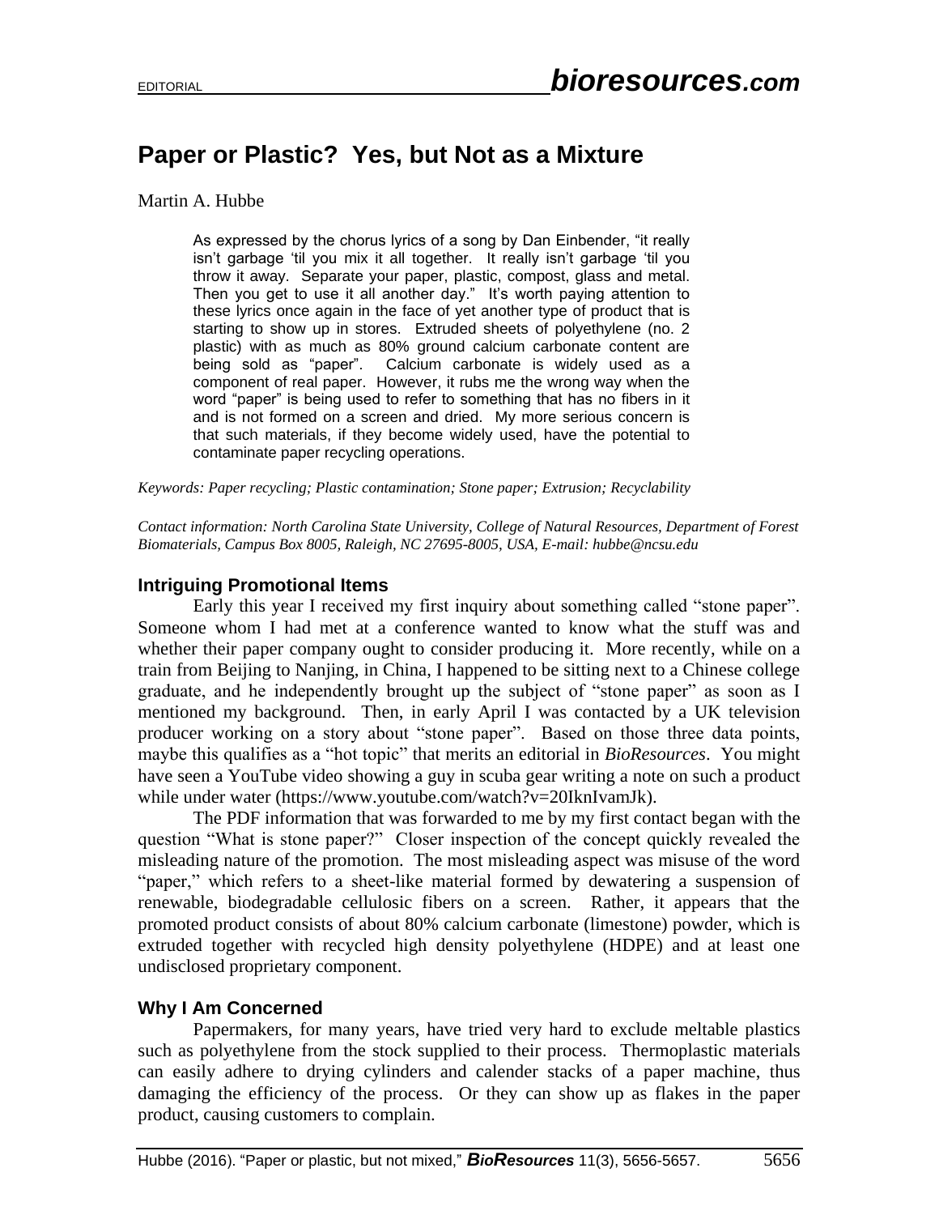EDITORIAL

# Paper or Plastic? Yes, but Not as a Mixture

Martin A. Hubbe

> As expressed by the chorus lyrics of a song by Dan Einbender, "it really isn't garbage 'til you mix it all together. It really isn't garbage 'til you throw it away. Separate your paper, plastic, compost, glass and metal. Then you get to use it all another day." It's worth paying attention to these lyrics once again in the face of yet another type of product that is starting to show up in stores. Extruded sheets of polyethylene (no. 2 plastic) with as much as 80% ground calcium carbonate content are being sold as "paper". Calcium carbonate is widely used as a component of real paper. However, it rubs me the wrong way when the word "paper" is being used to refer to something that has no fibers in it and is not formed on a screen and dried. My more serious concern is that such materials, if they become widely used, have the potential to contaminate paper recycling operations.

*Keywords: Paper recycling; Plastic contamination; Stone paper; Extrusion; Recyclability*

*Contact information: North Carolina State University, College of Natural Resources, Department of Forest Biomaterials, Campus Box 8005, Raleigh, NC 27695-8005, USA, E-mail: hubbe@ncsu.edu*

### Intriguing Promotional Items

Early this year I received my first inquiry about something called "stone paper". Someone whom I had met at a conference wanted to know what the stuff was and whether their paper company ought to consider producing it. More recently, while on a train from Beijing to Nanjing, in China, I happened to be sitting next to a Chinese college graduate, and he independently brought up the subject of "stone paper" as soon as I mentioned my background. Then, in early April I was contacted by a UK television producer working on a story about "stone paper". Based on those three data points, maybe this qualifies as a "hot topic" that merits an editorial in *BioResources*. You might have seen a YouTube video showing a guy in scuba gear writing a note on such a product while under water (https://www.youtube.com/watch?v=20IknIvamJk).

The PDF information that was forwarded to me by my first contact began with the question "What is stone paper?" Closer inspection of the concept quickly revealed the misleading nature of the promotion. The most misleading aspect was misuse of the word "paper," which refers to a sheet-like material formed by dewatering a suspension of renewable, biodegradable cellulosic fibers on a screen. Rather, it appears that the promoted product consists of about 80% calcium carbonate (limestone) powder, which is extruded together with recycled high density polyethylene (HDPE) and at least one undisclosed proprietary component.

### Why I Am Concerned

Papermakers, for many years, have tried very hard to exclude meltable plastics such as polyethylene from the stock supplied to their process. Thermoplastic materials can easily adhere to drying cylinders and calender stacks of a paper machine, thus damaging the efficiency of the process. Or they can show up as flakes in the paper product, causing customers to complain.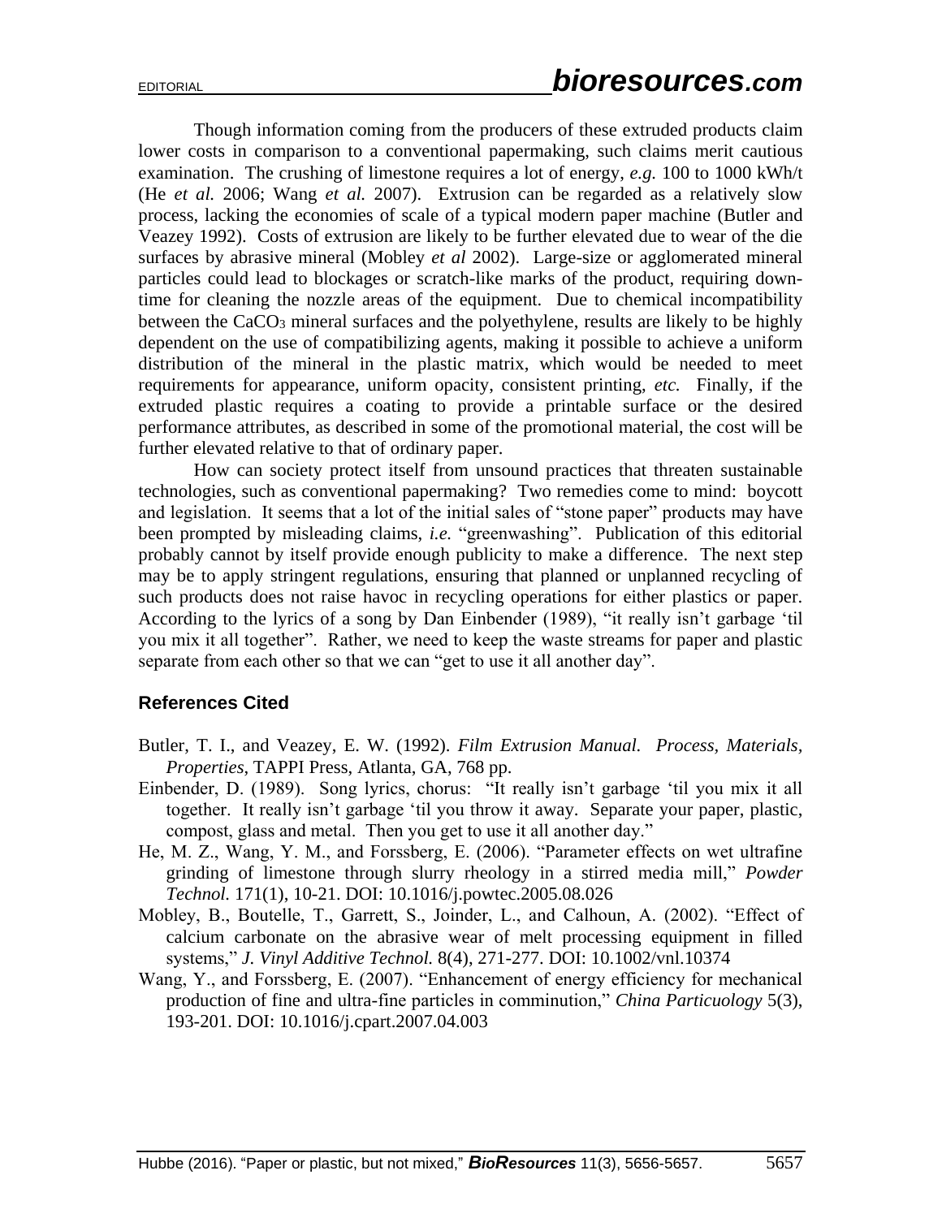Though information coming from the producers of these extruded products claim lower costs in comparison to a conventional papermaking, such claims merit cautious examination. The crushing of limestone requires a lot of energy, *e.g.* 100 to 1000 kWh/t (He *et al.* 2006; Wang *et al.* 2007). Extrusion can be regarded as a relatively slow process, lacking the economies of scale of a typical modern paper machine (Butler and Veazey 1992). Costs of extrusion are likely to be further elevated due to wear of the die surfaces by abrasive mineral (Mobley *et al* 2002). Large-size or agglomerated mineral particles could lead to blockages or scratch-like marks of the product, requiring down-time for cleaning the nozzle areas of the equipment. Due to chemical incompatibility between the $CaCO_3$ mineral surfaces and the polyethylene, results are likely to be highly dependent on the use of compatibilizing agents, making it possible to achieve a uniform distribution of the mineral in the plastic matrix, which would be needed to meet requirements for appearance, uniform opacity, consistent printing, *etc.* Finally, if the extruded plastic requires a coating to provide a printable surface or the desired performance attributes, as described in some of the promotional material, the cost will be further elevated relative to that of ordinary paper.

How can society protect itself from unsound practices that threaten sustainable technologies, such as conventional papermaking? Two remedies come to mind: boycott and legislation. It seems that a lot of the initial sales of "stone paper" products may have been prompted by misleading claims, *i.e.* "greenwashing". Publication of this editorial probably cannot by itself provide enough publicity to make a difference. The next step may be to apply stringent regulations, ensuring that planned or unplanned recycling of such products does not raise havoc in recycling operations for either plastics or paper. According to the lyrics of a song by Dan Einbender (1989), "it really isn't garbage 'til you mix it all together". Rather, we need to keep the waste streams for paper and plastic separate from each other so that we can "get to use it all another day".

## References Cited

Butler, T. I., and Veazey, E. W. (1992). *Film Extrusion Manual. Process, Materials, Properties,* TAPPI Press, Atlanta, GA, 768 pp.

Einbender, D. (1989). Song lyrics, chorus: "It really isn't garbage 'til you mix it all together. It really isn't garbage 'til you throw it away. Separate your paper, plastic, compost, glass and metal. Then you get to use it all another day."

He, M. Z., Wang, Y. M., and Forssberg, E. (2006). "Parameter effects on wet ultrafine grinding of limestone through slurry rheology in a stirred media mill," *Powder Technol.* 171(1), 10-21. DOI: 10.1016/j.powtec.2005.08.026

Mobley, B., Boutelle, T., Garrett, S., Joinder, L., and Calhoun, A. (2002). "Effect of calcium carbonate on the abrasive wear of melt processing equipment in filled systems," *J. Vinyl Additive Technol.* 8(4), 271-277. DOI: 10.1002/vnl.10374

Wang, Y., and Forssberg, E. (2007). "Enhancement of energy efficiency for mechanical production of fine and ultra-fine particles in comminution," *China Particuology* 5(3), 193-201. DOI: 10.1016/j.cpart.2007.04.003